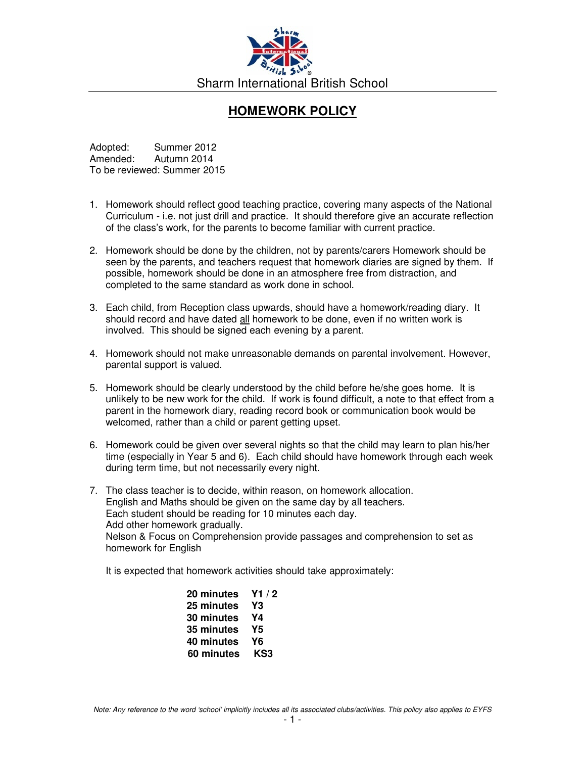Sharm International British School

# HOMEWORK POLICY

Adopted: Summer 2012
Amended: Autumn 2014
To be reviewed: Summer 2015

1. Homework should reflect good teaching practice, covering many aspects of the National Curriculum - i.e. not just drill and practice. It should therefore give an accurate reflection of the class's work, for the parents to become familiar with current practice.

2. Homework should be done by the children, not by parents/carers Homework should be seen by the parents, and teachers request that homework diaries are signed by them. If possible, homework should be done in an atmosphere free from distraction, and completed to the same standard as work done in school.

3. Each child, from Reception class upwards, should have a homework/reading diary. It should record and have dated <u>all</u> homework to be done, even if no written work is involved. This should be signed each evening by a parent.

4. Homework should not make unreasonable demands on parental involvement. However, parental support is valued.

5. Homework should be clearly understood by the child before he/she goes home. It is unlikely to be new work for the child. If work is found difficult, a note to that effect from a parent in the homework diary, reading record book or communication book would be welcomed, rather than a child or parent getting upset.

6. Homework could be given over several nights so that the child may learn to plan his/her time (especially in Year 5 and 6). Each child should have homework through each week during term time, but not necessarily every night.

7. The class teacher is to decide, within reason, on homework allocation.
   English and Maths should be given on the same day by all teachers.
   Each student should be reading for 10 minutes each day.
   Add other homework gradually.
   Nelson & Focus on Comprehension provide passages and comprehension to set as homework for English

   It is expected that homework activities should take approximately:

   **20 minutes Y1 / 2**
   **25 minutes Y3**
   **30 minutes Y4**
   **35 minutes Y5**
   **40 minutes Y6**
   **60 minutes KS3**

*Note: Any reference to the word 'school' implicitly includes all its associated clubs/activities. This policy also applies to EYFS*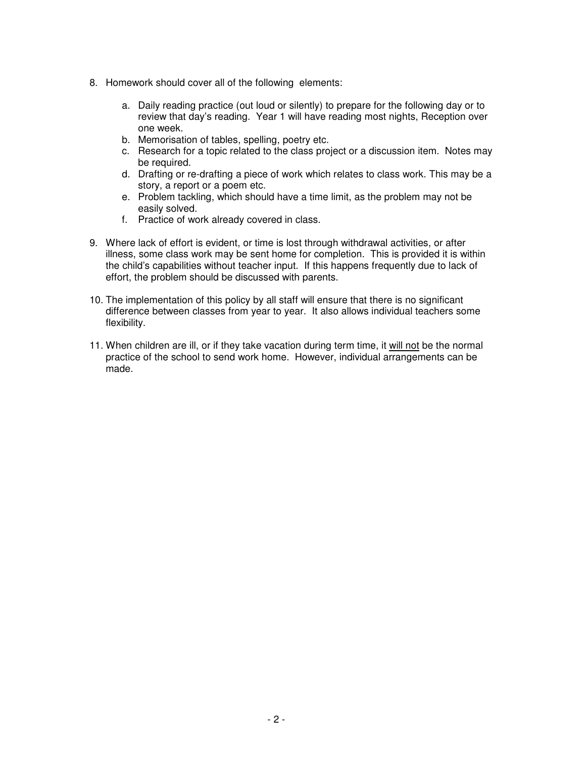8. Homework should cover all of the following elements:

    a. Daily reading practice (out loud or silently) to prepare for the following day or to review that day's reading. Year 1 will have reading most nights, Reception over one week.
    b. Memorisation of tables, spelling, poetry etc.
    c. Research for a topic related to the class project or a discussion item. Notes may be required.
    d. Drafting or re-drafting a piece of work which relates to class work. This may be a story, a report or a poem etc.
    e. Problem tackling, which should have a time limit, as the problem may not be easily solved.
    f. Practice of work already covered in class.

9. Where lack of effort is evident, or time is lost through withdrawal activities, or after illness, some class work may be sent home for completion. This is provided it is within the child's capabilities without teacher input. If this happens frequently due to lack of effort, the problem should be discussed with parents.

10. The implementation of this policy by all staff will ensure that there is no significant difference between classes from year to year. It also allows individual teachers some flexibility.

11. When children are ill, or if they take vacation during term time, it <u>will not</u> be the normal practice of the school to send work home. However, individual arrangements can be made.